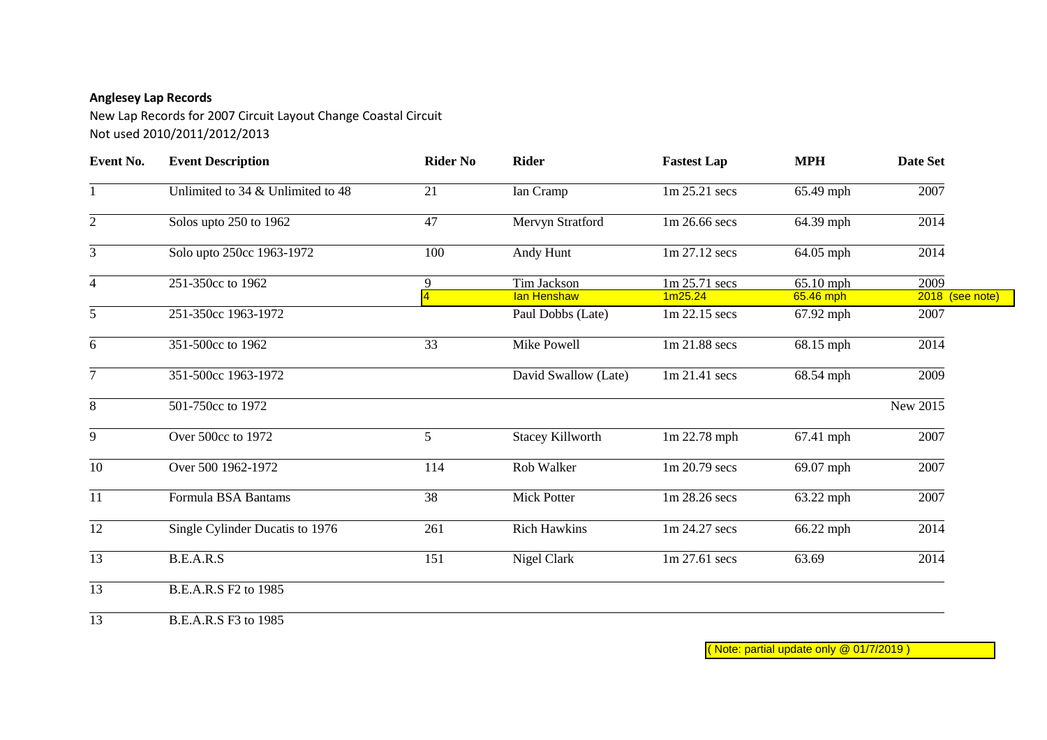**Anglesey Lap Records**

New Lap Records for 2007 Circuit Layout Change Coastal Circuit
Not used 2010/2011/2012/2013

| Event No. | Event Description | Rider No | Rider | Fastest Lap | MPH | Date Set |
|---|---|---|---|---|---|---|
| 1 | Unlimited to 34 & Unlimited to 48 | 21 | Ian Cramp | 1m 25.21 secs | 65.49 mph | 2007 |
| 2 | Solos upto 250 to 1962 | 47 | Mervyn Stratford | 1m 26.66 secs | 64.39 mph | 2014 |
| 3 | Solo upto 250cc 1963-1972 | 100 | Andy Hunt | 1m 27.12 secs | 64.05 mph | 2014 |
| 4 | 251-350cc to 1962 | 9 | Tim Jackson | 1m 25.71 secs | 65.10 mph | 2009 |
| | | 4 | Ian Henshaw | 1m25.24 | 65.46 mph | 2018 (see note) |
| 5 | 251-350cc 1963-1972 | | Paul Dobbs (Late) | 1m 22.15 secs | 67.92 mph | 2007 |
| 6 | 351-500cc to 1962 | 33 | Mike Powell | 1m 21.88 secs | 68.15 mph | 2014 |
| 7 | 351-500cc 1963-1972 | | David Swallow (Late) | 1m 21.41 secs | 68.54 mph | 2009 |
| 8 | 501-750cc to 1972 | | | | | New 2015 |
| 9 | Over 500cc to 1972 | 5 | Stacey Killworth | 1m 22.78 mph | 67.41 mph | 2007 |
| 10 | Over 500 1962-1972 | 114 | Rob Walker | 1m 20.79 secs | 69.07 mph | 2007 |
| 11 | Formula BSA Bantams | 38 | Mick Potter | 1m 28.26 secs | 63.22 mph | 2007 |
| 12 | Single Cylinder Ducatis to 1976 | 261 | Rich Hawkins | 1m 24.27 secs | 66.22 mph | 2014 |
| 13 | B.E.A.R.S | 151 | Nigel Clark | 1m 27.61 secs | 63.69 | 2014 |
| 13 | B.E.A.R.S F2 to 1985 | | | | | |
| 13 | B.E.A.R.S F3 to 1985 | | | | | |

( Note: partial update only @ 01/7/2019 )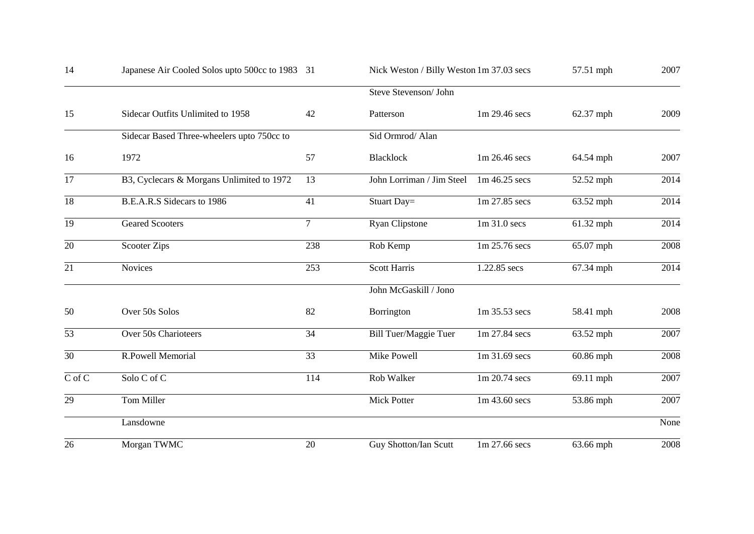| | | | | | | |
|---|---|---|---|---|---|---|
| 14 | Japanese Air Cooled Solos upto 500cc to 1983 | 31 | Nick Weston / Billy Weston | 1m 37.03 secs | 57.51 mph | 2007 |
| 15 | Sidecar Outfits Unlimited to 1958 | 42 | Steve Stevenson/ John Patterson | 1m 29.46 secs | 62.37 mph | 2009 |
| 16 | Sidecar Based Three-wheelers upto 750cc to 1972 | 57 | Sid Ormrod/ Alan Blacklock | 1m 26.46 secs | 64.54 mph | 2007 |
| 17 | B3, Cyclecars & Morgans Unlimited to 1972 | 13 | John Lorriman / Jim Steel | 1m 46.25 secs | 52.52 mph | 2014 |
| 18 | B.E.A.R.S Sidecars to 1986 | 41 | Stuart Day= | 1m 27.85 secs | 63.52 mph | 2014 |
| 19 | Geared Scooters | 7 | Ryan Clipstone | 1m 31.0 secs | 61.32 mph | 2014 |
| 20 | Scooter Zips | 238 | Rob Kemp | 1m 25.76 secs | 65.07 mph | 2008 |
| 21 | Novices | 253 | Scott Harris | 1.22.85 secs | 67.34 mph | 2014 |
| 50 | Over 50s Solos | 82 | John McGaskill / Jono Borrington | 1m 35.53 secs | 58.41 mph | 2008 |
| 53 | Over 50s Charioteers | 34 | Bill Tuer/Maggie Tuer | 1m 27.84 secs | 63.52 mph | 2007 |
| 30 | R.Powell Memorial | 33 | Mike Powell | 1m 31.69 secs | 60.86 mph | 2008 |
| C of C | Solo C of C | 114 | Rob Walker | 1m 20.74 secs | 69.11 mph | 2007 |
| 29 | Tom Miller | | Mick Potter | 1m 43.60 secs | 53.86 mph | 2007 |
| | Lansdowne | | | | | None |
| 26 | Morgan TWMC | 20 | Guy Shotton/Ian Scutt | 1m 27.66 secs | 63.66 mph | 2008 |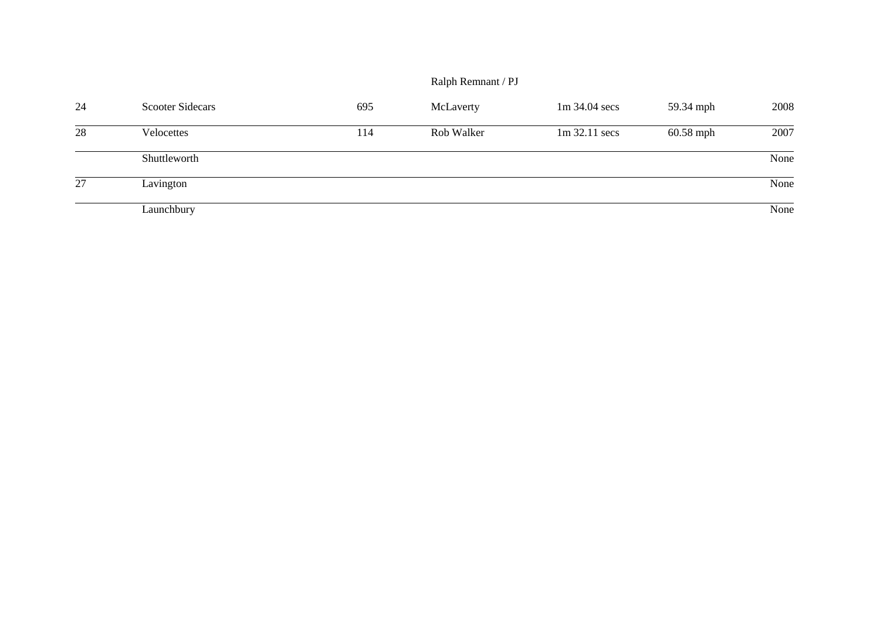| | | | | | | |
|---|---|---|---|---|---|---|
| | | | Ralph Remnant / PJ | | | |
| 24 | Scooter Sidecars | 695 | McLaverty | 1m 34.04 secs | 59.34 mph | 2008 |
| 28 | Velocettes | 114 | Rob Walker | 1m 32.11 secs | 60.58 mph | 2007 |
| | Shuttleworth | | | | | None |
| 27 | Lavington | | | | | None |
| | Launchbury | | | | | None |